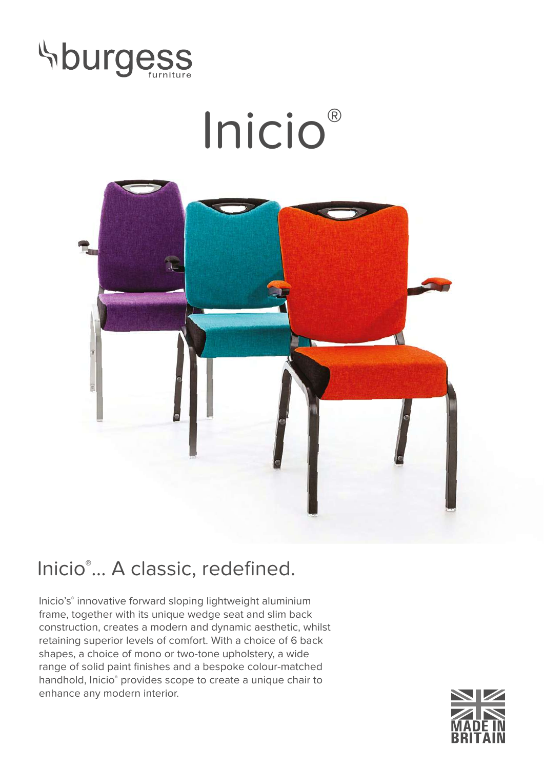burgess furniture

# Inicio®

## Inicio®... A classic, redefined.

Inicio's® innovative forward sloping lightweight aluminium frame, together with its unique wedge seat and slim back construction, creates a modern and dynamic aesthetic, whilst retaining superior levels of comfort. With a choice of 6 back shapes, a choice of mono or two-tone upholstery, a wide range of solid paint finishes and a bespoke colour-matched handhold, Inicio® provides scope to create a unique chair to enhance any modern interior.

MADE IN BRITAIN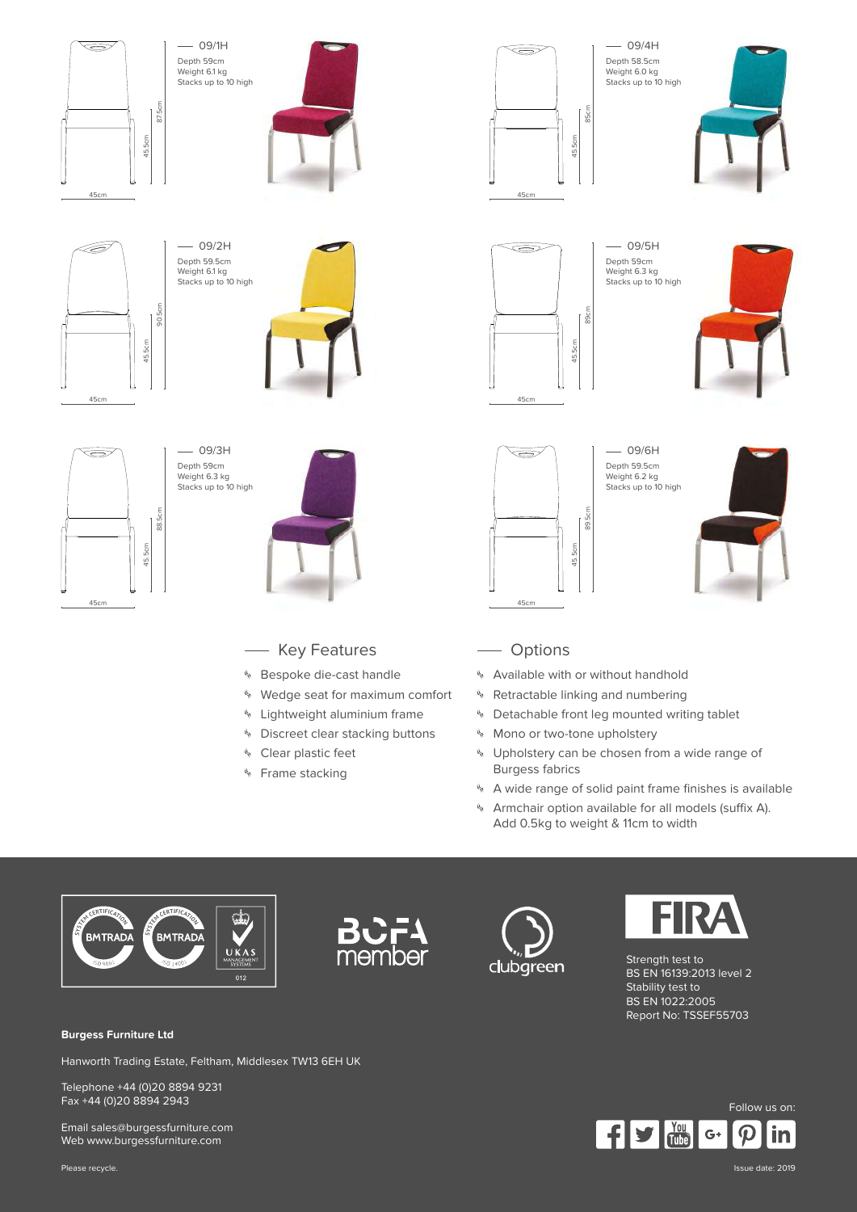— 09/1H

Depth 59cm
Weight 6.1 kg
Stacks up to 10 high

45cm
45.5cm
87.5cm

— 09/4H

Depth 58.5cm
Weight 6.0 kg
Stacks up to 10 high

45cm
45.5cm
85cm

— 09/2H

Depth 59.5cm
Weight 6.1 kg
Stacks up to 10 high

45cm
45.5cm
90.5cm

— 09/5H

Depth 59cm
Weight 6.3 kg
Stacks up to 10 high

45cm
45.5cm
89cm

— 09/3H

Depth 59cm
Weight 6.3 kg
Stacks up to 10 high

45cm
45.5cm
88.5cm

— 09/6H

Depth 59.5cm
Weight 6.2 kg
Stacks up to 10 high

45cm
45.5cm
89.5cm

## Key Features

- Bespoke die-cast handle
- Wedge seat for maximum comfort
- Lightweight aluminium frame
- Discreet clear stacking buttons
- Clear plastic feet
- Frame stacking

## Options

- Available with or without handhold
- Retractable linking and numbering
- Detachable front leg mounted writing tablet
- Mono or two-tone upholstery
- Upholstery can be chosen from a wide range of Burgess fabrics
- A wide range of solid paint frame finishes is available
- Armchair option available for all models (suffix A). Add 0.5kg to weight & 11cm to width

BMTRADA ISO 9001 BMTRADA ISO 14001 UKAS MANAGEMENT SYSTEMS 012

BCFA member

clubgreen

FIRA

Strength test to
BS EN 16139:2013 level 2
Stability test to
BS EN 1022:2005
Report No: TSSEF55703

**Burgess Furniture Ltd**

Hanworth Trading Estate, Feltham, Middlesex TW13 6EH UK

Telephone +44 (0)20 8894 9231
Fax +44 (0)20 8894 2943

Email sales@burgessfurniture.com
Web www.burgessfurniture.com

Follow us on:

Please recycle.

Issue date: 2019